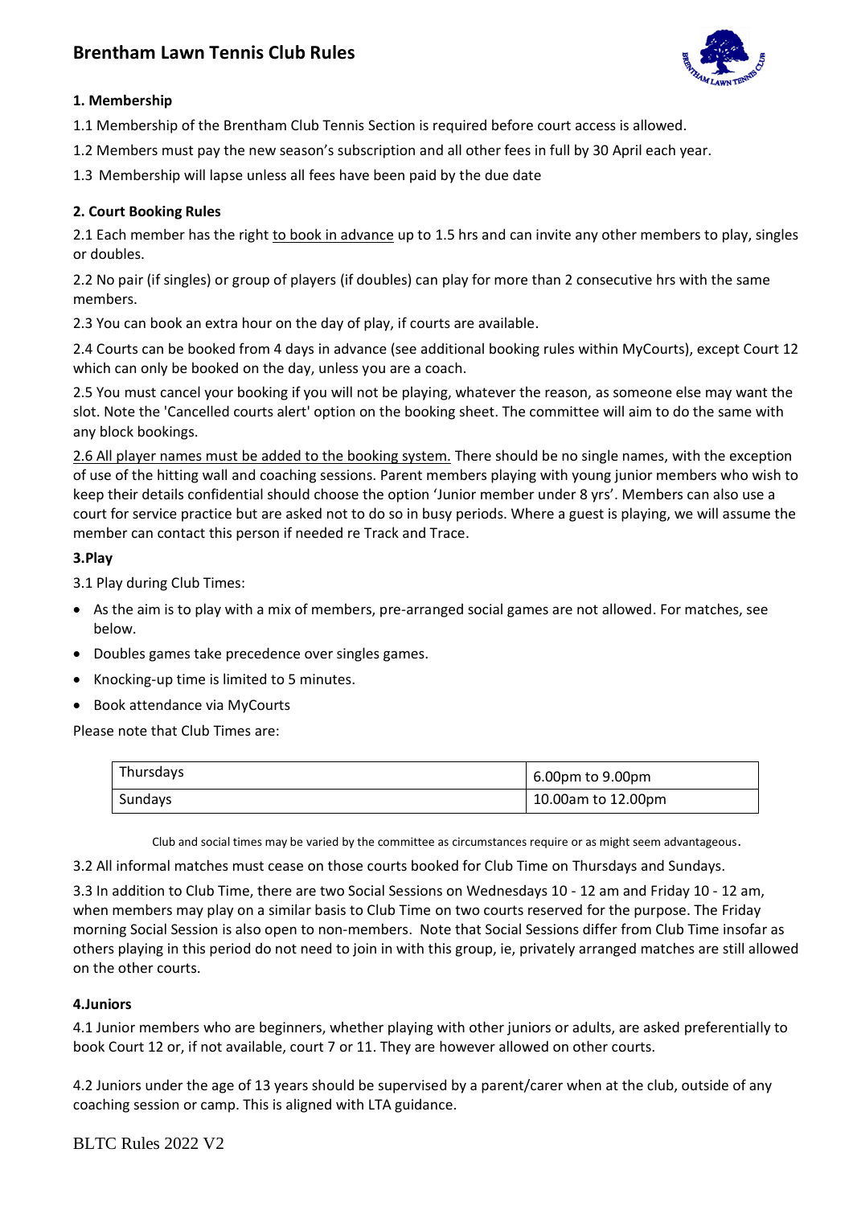# Brentham Lawn Tennis Club Rules

### 1. Membership

1.1 Membership of the Brentham Club Tennis Section is required before court access is allowed.

1.2 Members must pay the new season's subscription and all other fees in full by 30 April each year.

1.3 Membership will lapse unless all fees have been paid by the due date

### 2. Court Booking Rules

2.1 Each member has the right to book in advance up to 1.5 hrs and can invite any other members to play, singles or doubles.

2.2 No pair (if singles) or group of players (if doubles) can play for more than 2 consecutive hrs with the same members.

2.3 You can book an extra hour on the day of play, if courts are available.

2.4 Courts can be booked from 4 days in advance (see additional booking rules within MyCourts), except Court 12 which can only be booked on the day, unless you are a coach.

2.5 You must cancel your booking if you will not be playing, whatever the reason, as someone else may want the slot. Note the 'Cancelled courts alert' option on the booking sheet. The committee will aim to do the same with any block bookings.

2.6 All player names must be added to the booking system. There should be no single names, with the exception of use of the hitting wall and coaching sessions. Parent members playing with young junior members who wish to keep their details confidential should choose the option 'Junior member under 8 yrs'. Members can also use a court for service practice but are asked not to do so in busy periods. Where a guest is playing, we will assume the member can contact this person if needed re Track and Trace.

### 3.Play

3.1 Play during Club Times:

- As the aim is to play with a mix of members, pre-arranged social games are not allowed. For matches, see below.
- Doubles games take precedence over singles games.
- Knocking-up time is limited to 5 minutes.
- Book attendance via MyCourts

Please note that Club Times are:

| Thursdays | 6.00pm to 9.00pm |
|---|---|
| Sundays | 10.00am to 12.00pm |

Club and social times may be varied by the committee as circumstances require or as might seem advantageous.

3.2 All informal matches must cease on those courts booked for Club Time on Thursdays and Sundays.

3.3 In addition to Club Time, there are two Social Sessions on Wednesdays 10 - 12 am and Friday 10 - 12 am, when members may play on a similar basis to Club Time on two courts reserved for the purpose. The Friday morning Social Session is also open to non-members. Note that Social Sessions differ from Club Time insofar as others playing in this period do not need to join in with this group, ie, privately arranged matches are still allowed on the other courts.

### 4.Juniors

4.1 Junior members who are beginners, whether playing with other juniors or adults, are asked preferentially to book Court 12 or, if not available, court 7 or 11. They are however allowed on other courts.

4.2 Juniors under the age of 13 years should be supervised by a parent/carer when at the club, outside of any coaching session or camp. This is aligned with LTA guidance.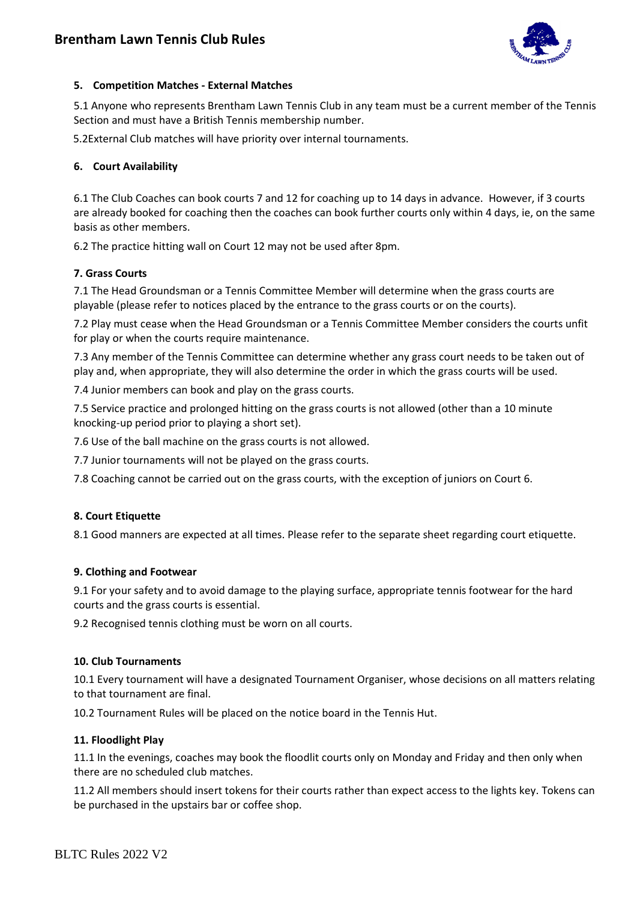### 5. Competition Matches - External Matches

5.1 Anyone who represents Brentham Lawn Tennis Club in any team must be a current member of the Tennis Section and must have a British Tennis membership number.

5.2External Club matches will have priority over internal tournaments.

### 6. Court Availability

6.1 The Club Coaches can book courts 7 and 12 for coaching up to 14 days in advance. However, if 3 courts are already booked for coaching then the coaches can book further courts only within 4 days, ie, on the same basis as other members.

6.2 The practice hitting wall on Court 12 may not be used after 8pm.

### 7. Grass Courts

7.1 The Head Groundsman or a Tennis Committee Member will determine when the grass courts are playable (please refer to notices placed by the entrance to the grass courts or on the courts).

7.2 Play must cease when the Head Groundsman or a Tennis Committee Member considers the courts unfit for play or when the courts require maintenance.

7.3 Any member of the Tennis Committee can determine whether any grass court needs to be taken out of play and, when appropriate, they will also determine the order in which the grass courts will be used.

7.4 Junior members can book and play on the grass courts.

7.5 Service practice and prolonged hitting on the grass courts is not allowed (other than a 10 minute knocking-up period prior to playing a short set).

7.6 Use of the ball machine on the grass courts is not allowed.

7.7 Junior tournaments will not be played on the grass courts.

7.8 Coaching cannot be carried out on the grass courts, with the exception of juniors on Court 6.

### 8. Court Etiquette

8.1 Good manners are expected at all times. Please refer to the separate sheet regarding court etiquette.

### 9. Clothing and Footwear

9.1 For your safety and to avoid damage to the playing surface, appropriate tennis footwear for the hard courts and the grass courts is essential.

9.2 Recognised tennis clothing must be worn on all courts.

### 10. Club Tournaments

10.1 Every tournament will have a designated Tournament Organiser, whose decisions on all matters relating to that tournament are final.

10.2 Tournament Rules will be placed on the notice board in the Tennis Hut.

### 11. Floodlight Play

11.1 In the evenings, coaches may book the floodlit courts only on Monday and Friday and then only when there are no scheduled club matches.

11.2 All members should insert tokens for their courts rather than expect access to the lights key. Tokens can be purchased in the upstairs bar or coffee shop.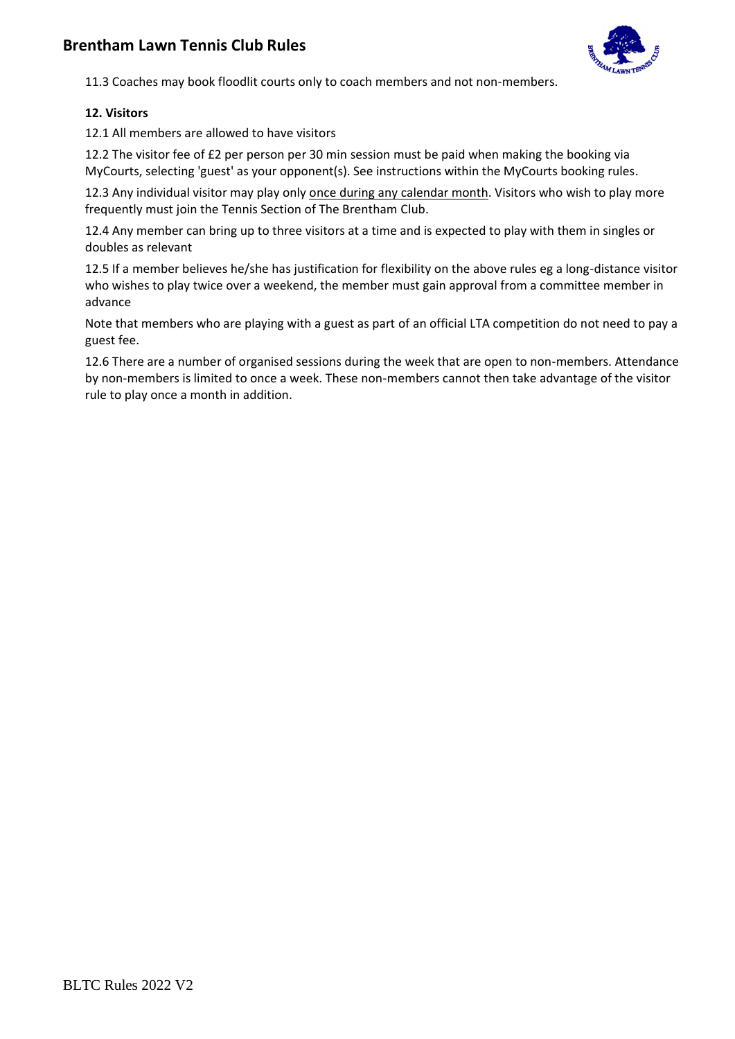11.3 Coaches may book floodlit courts only to coach members and not non-members.

**12. Visitors**

12.1 All members are allowed to have visitors

12.2 The visitor fee of £2 per person per 30 min session must be paid when making the booking via MyCourts, selecting 'guest' as your opponent(s). See instructions within the MyCourts booking rules.

12.3 Any individual visitor may play only <u>once during any calendar month</u>. Visitors who wish to play more frequently must join the Tennis Section of The Brentham Club.

12.4 Any member can bring up to three visitors at a time and is expected to play with them in singles or doubles as relevant

12.5 If a member believes he/she has justification for flexibility on the above rules eg a long-distance visitor who wishes to play twice over a weekend, the member must gain approval from a committee member in advance

Note that members who are playing with a guest as part of an official LTA competition do not need to pay a guest fee.

12.6 There are a number of organised sessions during the week that are open to non-members. Attendance by non-members is limited to once a week. These non-members cannot then take advantage of the visitor rule to play once a month in addition.